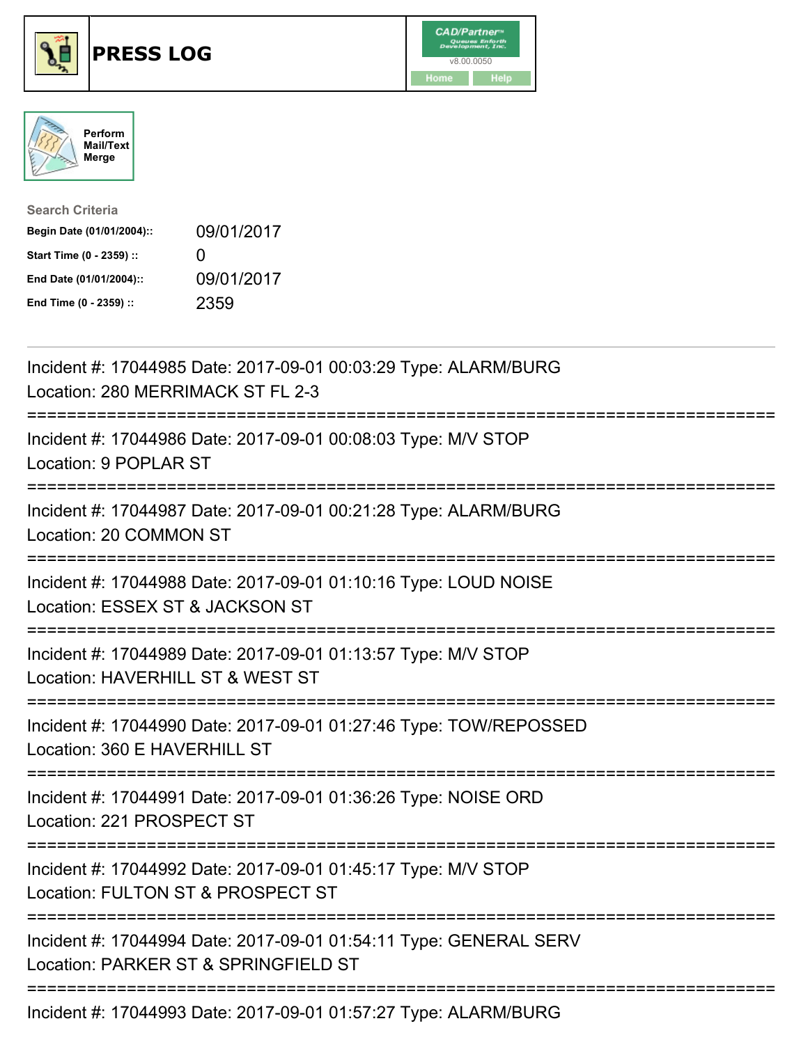# PRESS LOG

Perform Mail/Text Merge

**Search Criteria**

| | |
|---|---|
| **Begin Date (01/01/2004)::** | 09/01/2017 |
| **Start Time (0 - 2359) ::** | 0 |
| **End Date (01/01/2004)::** | 09/01/2017 |
| **End Time (0 - 2359) ::** | 2359 |

Incident #: 17044985 Date: 2017-09-01 00:03:29 Type: ALARM/BURG
Location: 280 MERRIMACK ST FL 2-3

===========================================================================

Incident #: 17044986 Date: 2017-09-01 00:08:03 Type: M/V STOP
Location: 9 POPLAR ST

===========================================================================

Incident #: 17044987 Date: 2017-09-01 00:21:28 Type: ALARM/BURG
Location: 20 COMMON ST

===========================================================================

Incident #: 17044988 Date: 2017-09-01 01:10:16 Type: LOUD NOISE
Location: ESSEX ST & JACKSON ST

===========================================================================

Incident #: 17044989 Date: 2017-09-01 01:13:57 Type: M/V STOP
Location: HAVERHILL ST & WEST ST

===========================================================================

Incident #: 17044990 Date: 2017-09-01 01:27:46 Type: TOW/REPOSSED
Location: 360 E HAVERHILL ST

===========================================================================

Incident #: 17044991 Date: 2017-09-01 01:36:26 Type: NOISE ORD
Location: 221 PROSPECT ST

===========================================================================

Incident #: 17044992 Date: 2017-09-01 01:45:17 Type: M/V STOP
Location: FULTON ST & PROSPECT ST

===========================================================================

Incident #: 17044994 Date: 2017-09-01 01:54:11 Type: GENERAL SERV
Location: PARKER ST & SPRINGFIELD ST

===========================================================================

Incident #: 17044993 Date: 2017-09-01 01:57:27 Type: ALARM/BURG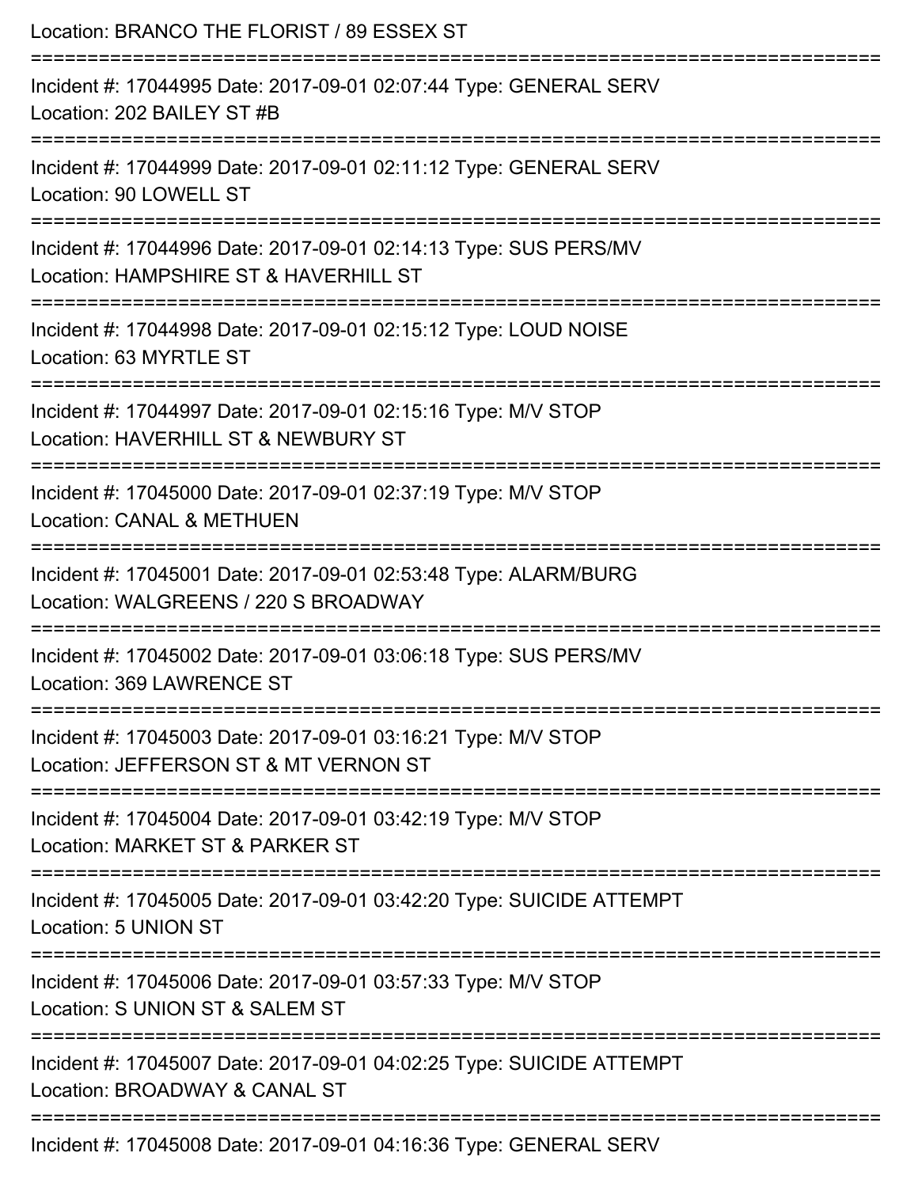Location: BRANCO THE FLORIST / 89 ESSEX ST

===========================================================================

Incident #: 17044995 Date: 2017-09-01 02:07:44 Type: GENERAL SERV
Location: 202 BAILEY ST #B

===========================================================================

Incident #: 17044999 Date: 2017-09-01 02:11:12 Type: GENERAL SERV
Location: 90 LOWELL ST

===========================================================================

Incident #: 17044996 Date: 2017-09-01 02:14:13 Type: SUS PERS/MV
Location: HAMPSHIRE ST & HAVERHILL ST

===========================================================================

Incident #: 17044998 Date: 2017-09-01 02:15:12 Type: LOUD NOISE
Location: 63 MYRTLE ST

===========================================================================

Incident #: 17044997 Date: 2017-09-01 02:15:16 Type: M/V STOP
Location: HAVERHILL ST & NEWBURY ST

===========================================================================

Incident #: 17045000 Date: 2017-09-01 02:37:19 Type: M/V STOP
Location: CANAL & METHUEN

===========================================================================

Incident #: 17045001 Date: 2017-09-01 02:53:48 Type: ALARM/BURG
Location: WALGREENS / 220 S BROADWAY

===========================================================================

Incident #: 17045002 Date: 2017-09-01 03:06:18 Type: SUS PERS/MV
Location: 369 LAWRENCE ST

===========================================================================

Incident #: 17045003 Date: 2017-09-01 03:16:21 Type: M/V STOP
Location: JEFFERSON ST & MT VERNON ST

===========================================================================

Incident #: 17045004 Date: 2017-09-01 03:42:19 Type: M/V STOP
Location: MARKET ST & PARKER ST

===========================================================================

Incident #: 17045005 Date: 2017-09-01 03:42:20 Type: SUICIDE ATTEMPT
Location: 5 UNION ST

===========================================================================

Incident #: 17045006 Date: 2017-09-01 03:57:33 Type: M/V STOP
Location: S UNION ST & SALEM ST

===========================================================================

Incident #: 17045007 Date: 2017-09-01 04:02:25 Type: SUICIDE ATTEMPT
Location: BROADWAY & CANAL ST

===========================================================================

Incident #: 17045008 Date: 2017-09-01 04:16:36 Type: GENERAL SERV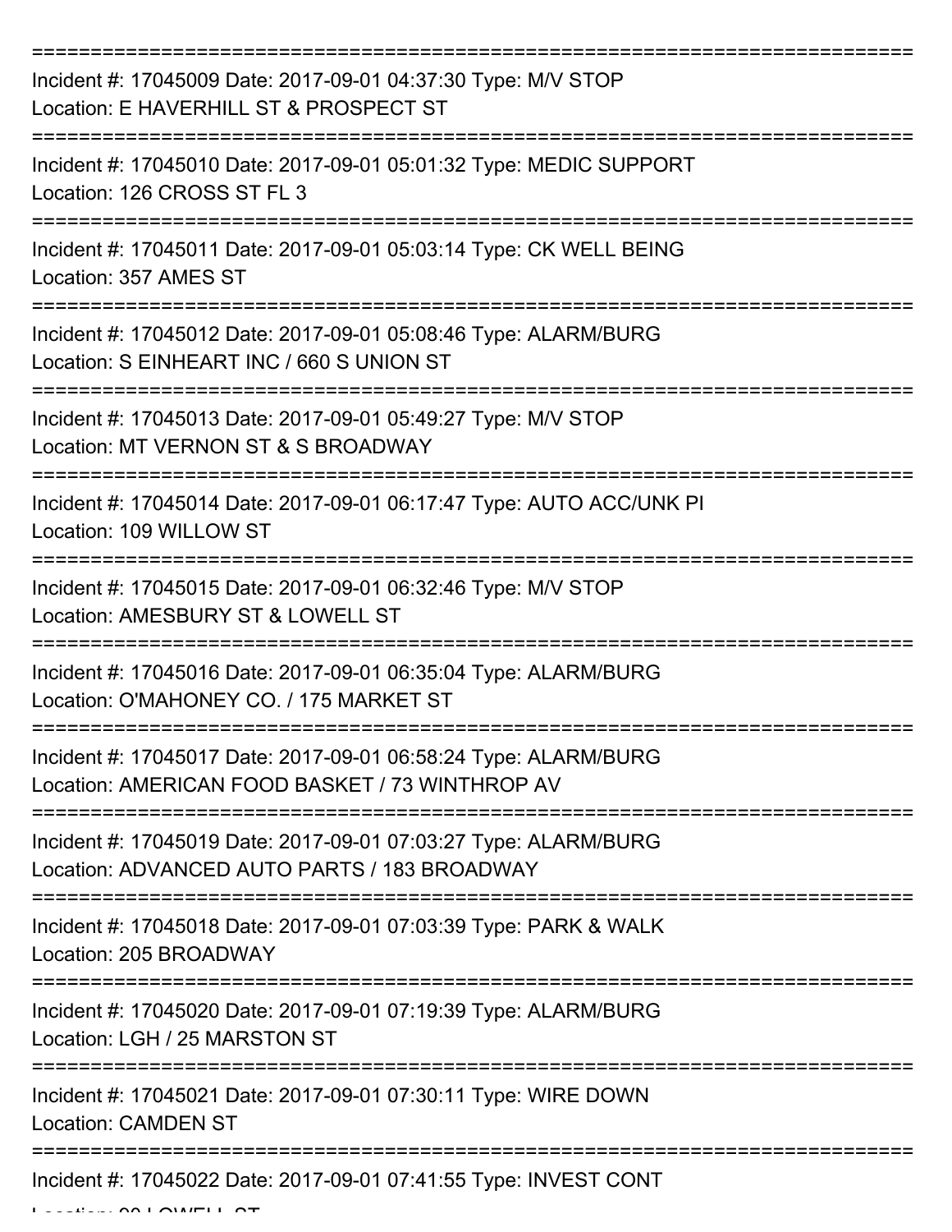===========================================================================

Incident #: 17045009 Date: 2017-09-01 04:37:30 Type: M/V STOP
Location: E HAVERHILL ST & PROSPECT ST

===========================================================================

Incident #: 17045010 Date: 2017-09-01 05:01:32 Type: MEDIC SUPPORT
Location: 126 CROSS ST FL 3

===========================================================================

Incident #: 17045011 Date: 2017-09-01 05:03:14 Type: CK WELL BEING
Location: 357 AMES ST

===========================================================================

Incident #: 17045012 Date: 2017-09-01 05:08:46 Type: ALARM/BURG
Location: S EINHEART INC / 660 S UNION ST

===========================================================================

Incident #: 17045013 Date: 2017-09-01 05:49:27 Type: M/V STOP
Location: MT VERNON ST & S BROADWAY

===========================================================================

Incident #: 17045014 Date: 2017-09-01 06:17:47 Type: AUTO ACC/UNK PI
Location: 109 WILLOW ST

===========================================================================

Incident #: 17045015 Date: 2017-09-01 06:32:46 Type: M/V STOP
Location: AMESBURY ST & LOWELL ST

===========================================================================

Incident #: 17045016 Date: 2017-09-01 06:35:04 Type: ALARM/BURG
Location: O'MAHONEY CO. / 175 MARKET ST

===========================================================================

Incident #: 17045017 Date: 2017-09-01 06:58:24 Type: ALARM/BURG
Location: AMERICAN FOOD BASKET / 73 WINTHROP AV

===========================================================================

Incident #: 17045019 Date: 2017-09-01 07:03:27 Type: ALARM/BURG
Location: ADVANCED AUTO PARTS / 183 BROADWAY

===========================================================================

Incident #: 17045018 Date: 2017-09-01 07:03:39 Type: PARK & WALK
Location: 205 BROADWAY

===========================================================================

Incident #: 17045020 Date: 2017-09-01 07:19:39 Type: ALARM/BURG
Location: LGH / 25 MARSTON ST

===========================================================================

Incident #: 17045021 Date: 2017-09-01 07:30:11 Type: WIRE DOWN
Location: CAMDEN ST

===========================================================================

Incident #: 17045022 Date: 2017-09-01 07:41:55 Type: INVEST CONT
Location: 90 LOWELL ST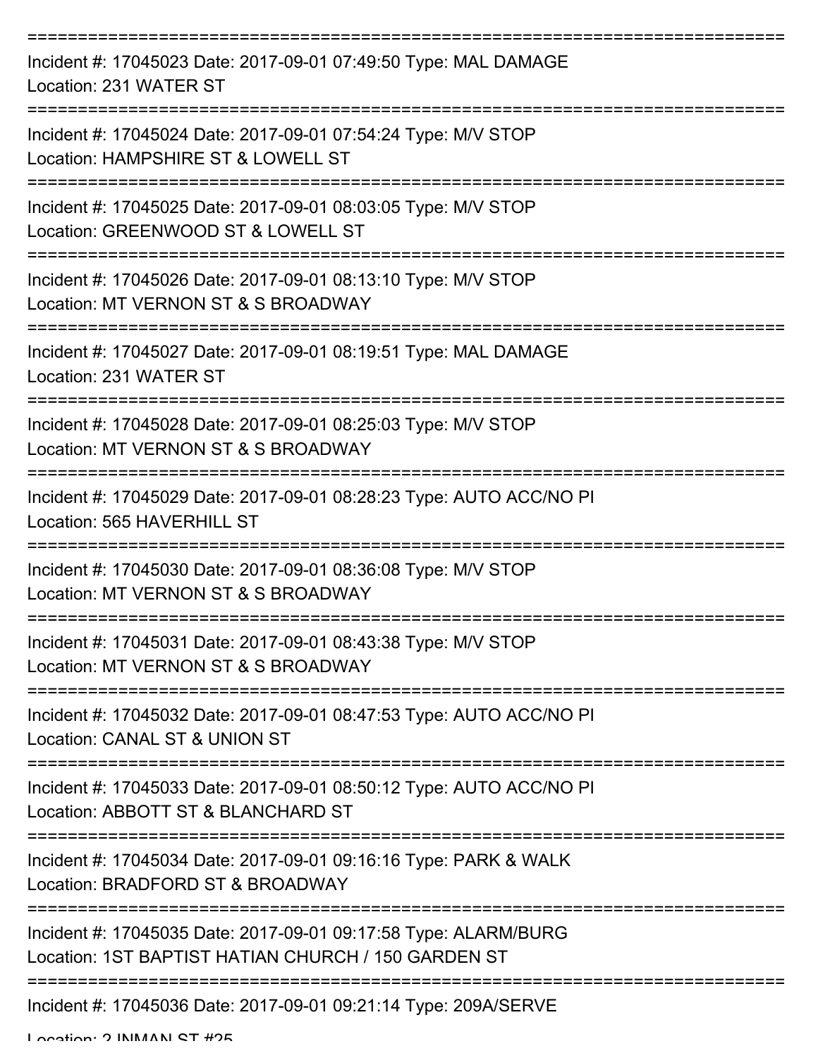===========================================================================

Incident #: 17045023 Date: 2017-09-01 07:49:50 Type: MAL DAMAGE
Location: 231 WATER ST

===========================================================================

Incident #: 17045024 Date: 2017-09-01 07:54:24 Type: M/V STOP
Location: HAMPSHIRE ST & LOWELL ST

===========================================================================

Incident #: 17045025 Date: 2017-09-01 08:03:05 Type: M/V STOP
Location: GREENWOOD ST & LOWELL ST

===========================================================================

Incident #: 17045026 Date: 2017-09-01 08:13:10 Type: M/V STOP
Location: MT VERNON ST & S BROADWAY

===========================================================================

Incident #: 17045027 Date: 2017-09-01 08:19:51 Type: MAL DAMAGE
Location: 231 WATER ST

===========================================================================

Incident #: 17045028 Date: 2017-09-01 08:25:03 Type: M/V STOP
Location: MT VERNON ST & S BROADWAY

===========================================================================

Incident #: 17045029 Date: 2017-09-01 08:28:23 Type: AUTO ACC/NO PI
Location: 565 HAVERHILL ST

===========================================================================

Incident #: 17045030 Date: 2017-09-01 08:36:08 Type: M/V STOP
Location: MT VERNON ST & S BROADWAY

===========================================================================

Incident #: 17045031 Date: 2017-09-01 08:43:38 Type: M/V STOP
Location: MT VERNON ST & S BROADWAY

===========================================================================

Incident #: 17045032 Date: 2017-09-01 08:47:53 Type: AUTO ACC/NO PI
Location: CANAL ST & UNION ST

===========================================================================

Incident #: 17045033 Date: 2017-09-01 08:50:12 Type: AUTO ACC/NO PI
Location: ABBOTT ST & BLANCHARD ST

===========================================================================

Incident #: 17045034 Date: 2017-09-01 09:16:16 Type: PARK & WALK
Location: BRADFORD ST & BROADWAY

===========================================================================

Incident #: 17045035 Date: 2017-09-01 09:17:58 Type: ALARM/BURG
Location: 1ST BAPTIST HATIAN CHURCH / 150 GARDEN ST

===========================================================================

Incident #: 17045036 Date: 2017-09-01 09:21:14 Type: 209A/SERVE
Location: 2 INMAN ST #25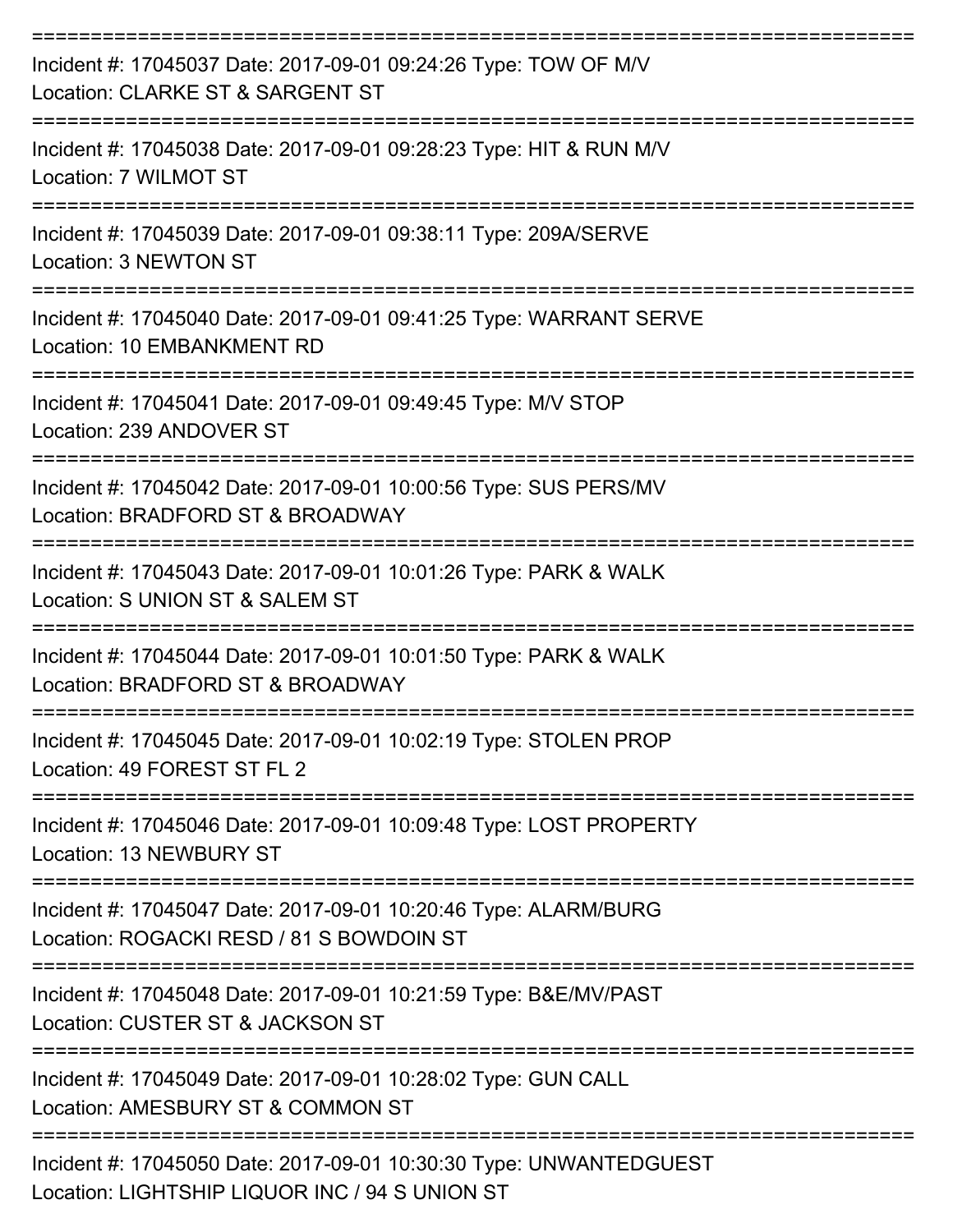Incident #: 17045037 Date: 2017-09-01 09:24:26 Type: TOW OF M/V
Location: CLARKE ST & SARGENT ST

Incident #: 17045038 Date: 2017-09-01 09:28:23 Type: HIT & RUN M/V
Location: 7 WILMOT ST

Incident #: 17045039 Date: 2017-09-01 09:38:11 Type: 209A/SERVE
Location: 3 NEWTON ST

Incident #: 17045040 Date: 2017-09-01 09:41:25 Type: WARRANT SERVE
Location: 10 EMBANKMENT RD

Incident #: 17045041 Date: 2017-09-01 09:49:45 Type: M/V STOP
Location: 239 ANDOVER ST

Incident #: 17045042 Date: 2017-09-01 10:00:56 Type: SUS PERS/MV
Location: BRADFORD ST & BROADWAY

Incident #: 17045043 Date: 2017-09-01 10:01:26 Type: PARK & WALK
Location: S UNION ST & SALEM ST

Incident #: 17045044 Date: 2017-09-01 10:01:50 Type: PARK & WALK
Location: BRADFORD ST & BROADWAY

Incident #: 17045045 Date: 2017-09-01 10:02:19 Type: STOLEN PROP
Location: 49 FOREST ST FL 2

Incident #: 17045046 Date: 2017-09-01 10:09:48 Type: LOST PROPERTY
Location: 13 NEWBURY ST

Incident #: 17045047 Date: 2017-09-01 10:20:46 Type: ALARM/BURG
Location: ROGACKI RESD / 81 S BOWDOIN ST

Incident #: 17045048 Date: 2017-09-01 10:21:59 Type: B&E/MV/PAST
Location: CUSTER ST & JACKSON ST

Incident #: 17045049 Date: 2017-09-01 10:28:02 Type: GUN CALL
Location: AMESBURY ST & COMMON ST

Incident #: 17045050 Date: 2017-09-01 10:30:30 Type: UNWANTEDGUEST
Location: LIGHTSHIP LIQUOR INC / 94 S UNION ST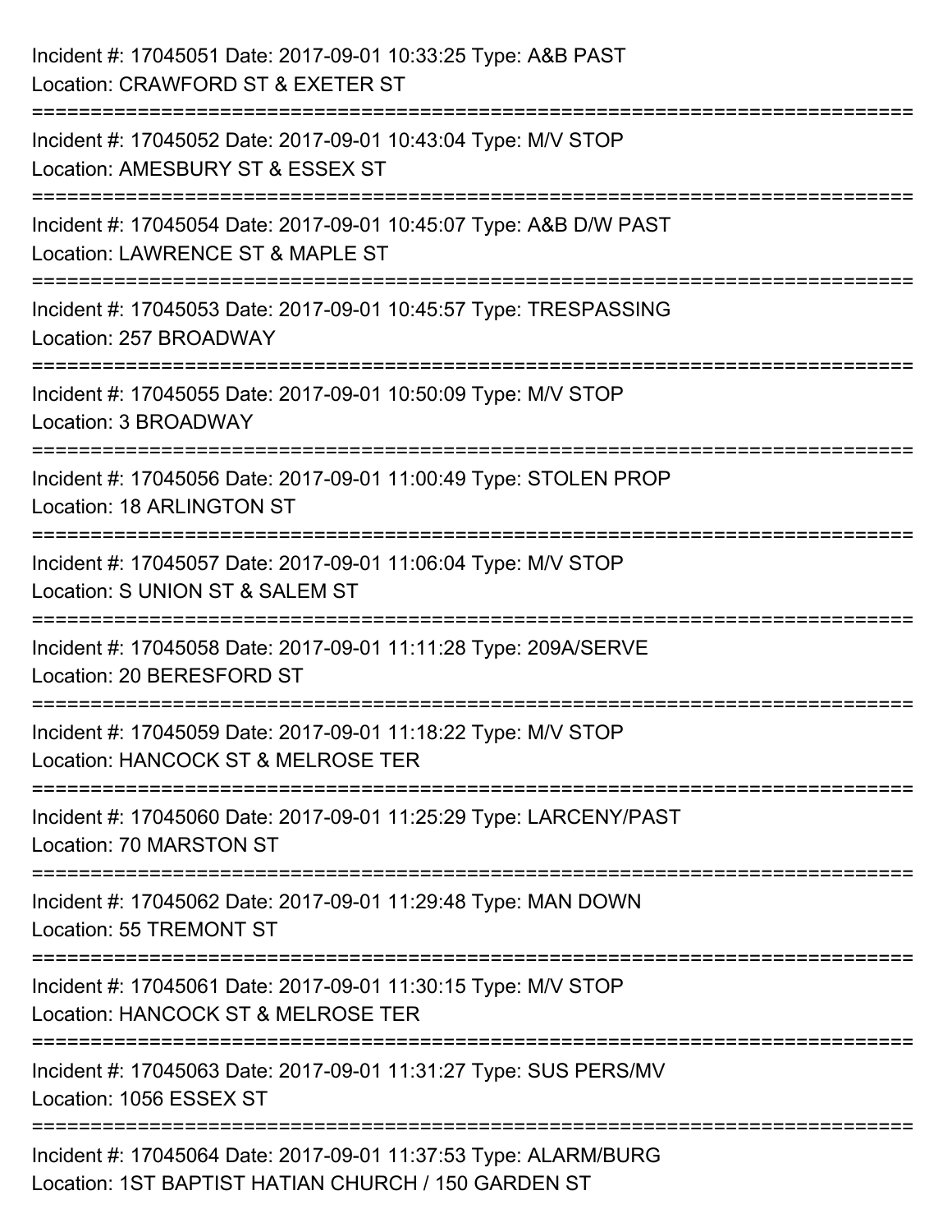Incident #: 17045051 Date: 2017-09-01 10:33:25 Type: A&B PAST
Location: CRAWFORD ST & EXETER ST

===========================================================================

Incident #: 17045052 Date: 2017-09-01 10:43:04 Type: M/V STOP
Location: AMESBURY ST & ESSEX ST

===========================================================================

Incident #: 17045054 Date: 2017-09-01 10:45:07 Type: A&B D/W PAST
Location: LAWRENCE ST & MAPLE ST

===========================================================================

Incident #: 17045053 Date: 2017-09-01 10:45:57 Type: TRESPASSING
Location: 257 BROADWAY

===========================================================================

Incident #: 17045055 Date: 2017-09-01 10:50:09 Type: M/V STOP
Location: 3 BROADWAY

===========================================================================

Incident #: 17045056 Date: 2017-09-01 11:00:49 Type: STOLEN PROP
Location: 18 ARLINGTON ST

===========================================================================

Incident #: 17045057 Date: 2017-09-01 11:06:04 Type: M/V STOP
Location: S UNION ST & SALEM ST

===========================================================================

Incident #: 17045058 Date: 2017-09-01 11:11:28 Type: 209A/SERVE
Location: 20 BERESFORD ST

===========================================================================

Incident #: 17045059 Date: 2017-09-01 11:18:22 Type: M/V STOP
Location: HANCOCK ST & MELROSE TER

===========================================================================

Incident #: 17045060 Date: 2017-09-01 11:25:29 Type: LARCENY/PAST
Location: 70 MARSTON ST

===========================================================================

Incident #: 17045062 Date: 2017-09-01 11:29:48 Type: MAN DOWN
Location: 55 TREMONT ST

===========================================================================

Incident #: 17045061 Date: 2017-09-01 11:30:15 Type: M/V STOP
Location: HANCOCK ST & MELROSE TER

===========================================================================

Incident #: 17045063 Date: 2017-09-01 11:31:27 Type: SUS PERS/MV
Location: 1056 ESSEX ST

===========================================================================

Incident #: 17045064 Date: 2017-09-01 11:37:53 Type: ALARM/BURG
Location: 1ST BAPTIST HATIAN CHURCH / 150 GARDEN ST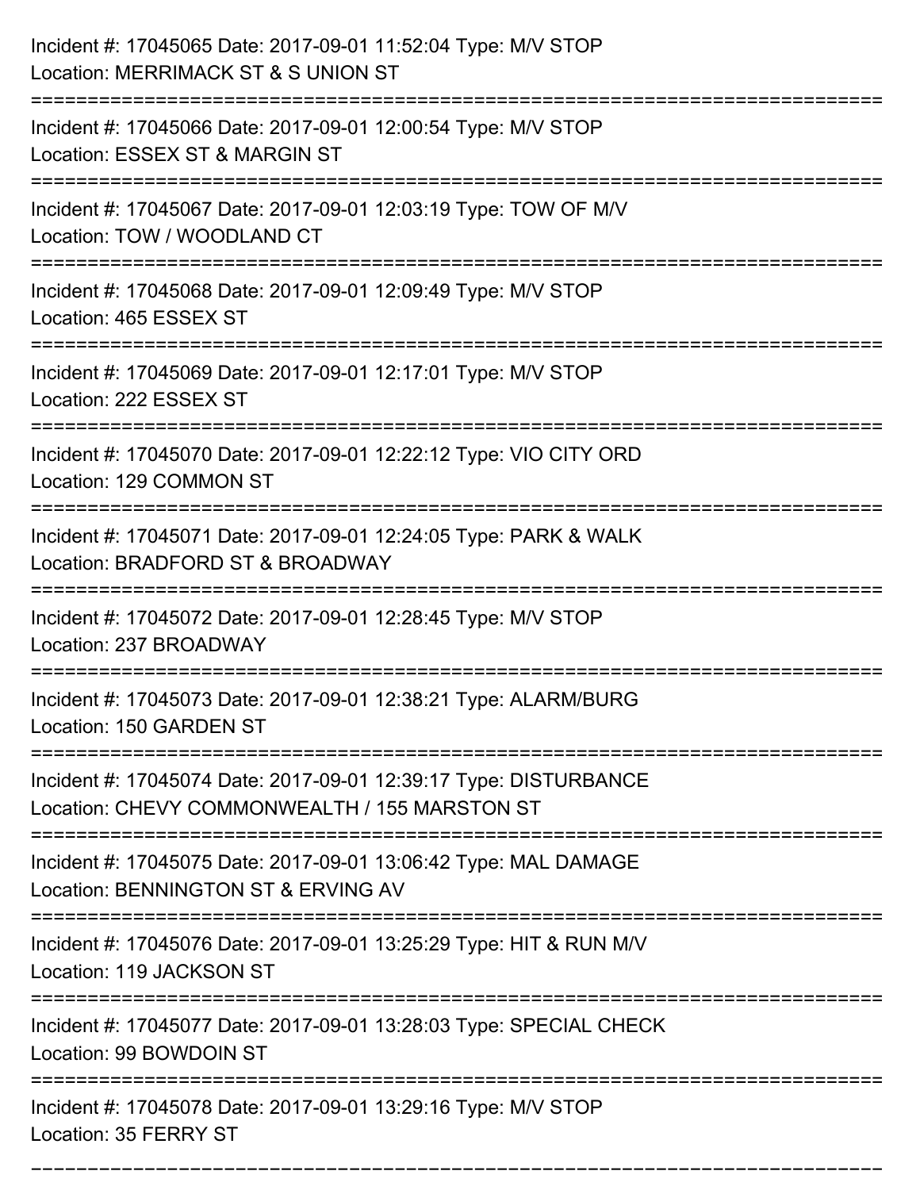Incident #: 17045065 Date: 2017-09-01 11:52:04 Type: M/V STOP
Location: MERRIMACK ST & S UNION ST

===========================================================================

Incident #: 17045066 Date: 2017-09-01 12:00:54 Type: M/V STOP
Location: ESSEX ST & MARGIN ST

===========================================================================

Incident #: 17045067 Date: 2017-09-01 12:03:19 Type: TOW OF M/V
Location: TOW / WOODLAND CT

===========================================================================

Incident #: 17045068 Date: 2017-09-01 12:09:49 Type: M/V STOP
Location: 465 ESSEX ST

===========================================================================

Incident #: 17045069 Date: 2017-09-01 12:17:01 Type: M/V STOP
Location: 222 ESSEX ST

===========================================================================

Incident #: 17045070 Date: 2017-09-01 12:22:12 Type: VIO CITY ORD
Location: 129 COMMON ST

===========================================================================

Incident #: 17045071 Date: 2017-09-01 12:24:05 Type: PARK & WALK
Location: BRADFORD ST & BROADWAY

===========================================================================

Incident #: 17045072 Date: 2017-09-01 12:28:45 Type: M/V STOP
Location: 237 BROADWAY

===========================================================================

Incident #: 17045073 Date: 2017-09-01 12:38:21 Type: ALARM/BURG
Location: 150 GARDEN ST

===========================================================================

Incident #: 17045074 Date: 2017-09-01 12:39:17 Type: DISTURBANCE
Location: CHEVY COMMONWEALTH / 155 MARSTON ST

===========================================================================

Incident #: 17045075 Date: 2017-09-01 13:06:42 Type: MAL DAMAGE
Location: BENNINGTON ST & ERVING AV

===========================================================================

Incident #: 17045076 Date: 2017-09-01 13:25:29 Type: HIT & RUN M/V
Location: 119 JACKSON ST

===========================================================================

Incident #: 17045077 Date: 2017-09-01 13:28:03 Type: SPECIAL CHECK
Location: 99 BOWDOIN ST

===========================================================================

Incident #: 17045078 Date: 2017-09-01 13:29:16 Type: M/V STOP
Location: 35 FERRY ST

===========================================================================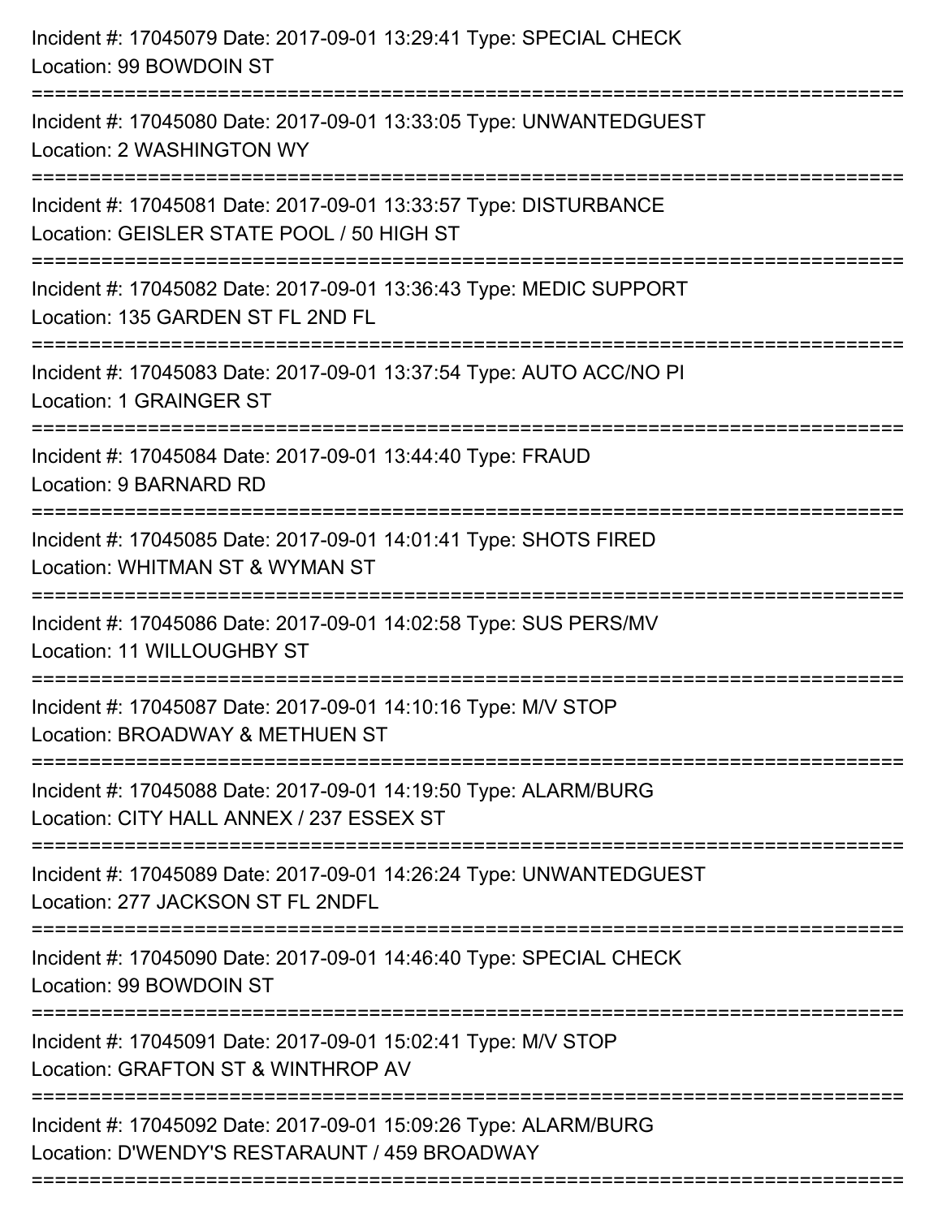Incident #: 17045079 Date: 2017-09-01 13:29:41 Type: SPECIAL CHECK
Location: 99 BOWDOIN ST

===========================================================================

Incident #: 17045080 Date: 2017-09-01 13:33:05 Type: UNWANTEDGUEST
Location: 2 WASHINGTON WY

===========================================================================

Incident #: 17045081 Date: 2017-09-01 13:33:57 Type: DISTURBANCE
Location: GEISLER STATE POOL / 50 HIGH ST

===========================================================================

Incident #: 17045082 Date: 2017-09-01 13:36:43 Type: MEDIC SUPPORT
Location: 135 GARDEN ST FL 2ND FL

===========================================================================

Incident #: 17045083 Date: 2017-09-01 13:37:54 Type: AUTO ACC/NO PI
Location: 1 GRAINGER ST

===========================================================================

Incident #: 17045084 Date: 2017-09-01 13:44:40 Type: FRAUD
Location: 9 BARNARD RD

===========================================================================

Incident #: 17045085 Date: 2017-09-01 14:01:41 Type: SHOTS FIRED
Location: WHITMAN ST & WYMAN ST

===========================================================================

Incident #: 17045086 Date: 2017-09-01 14:02:58 Type: SUS PERS/MV
Location: 11 WILLOUGHBY ST

===========================================================================

Incident #: 17045087 Date: 2017-09-01 14:10:16 Type: M/V STOP
Location: BROADWAY & METHUEN ST

===========================================================================

Incident #: 17045088 Date: 2017-09-01 14:19:50 Type: ALARM/BURG
Location: CITY HALL ANNEX / 237 ESSEX ST

===========================================================================

Incident #: 17045089 Date: 2017-09-01 14:26:24 Type: UNWANTEDGUEST
Location: 277 JACKSON ST FL 2NDFL

===========================================================================

Incident #: 17045090 Date: 2017-09-01 14:46:40 Type: SPECIAL CHECK
Location: 99 BOWDOIN ST

===========================================================================

Incident #: 17045091 Date: 2017-09-01 15:02:41 Type: M/V STOP
Location: GRAFTON ST & WINTHROP AV

===========================================================================

Incident #: 17045092 Date: 2017-09-01 15:09:26 Type: ALARM/BURG
Location: D'WENDY'S RESTARAUNT / 459 BROADWAY

===========================================================================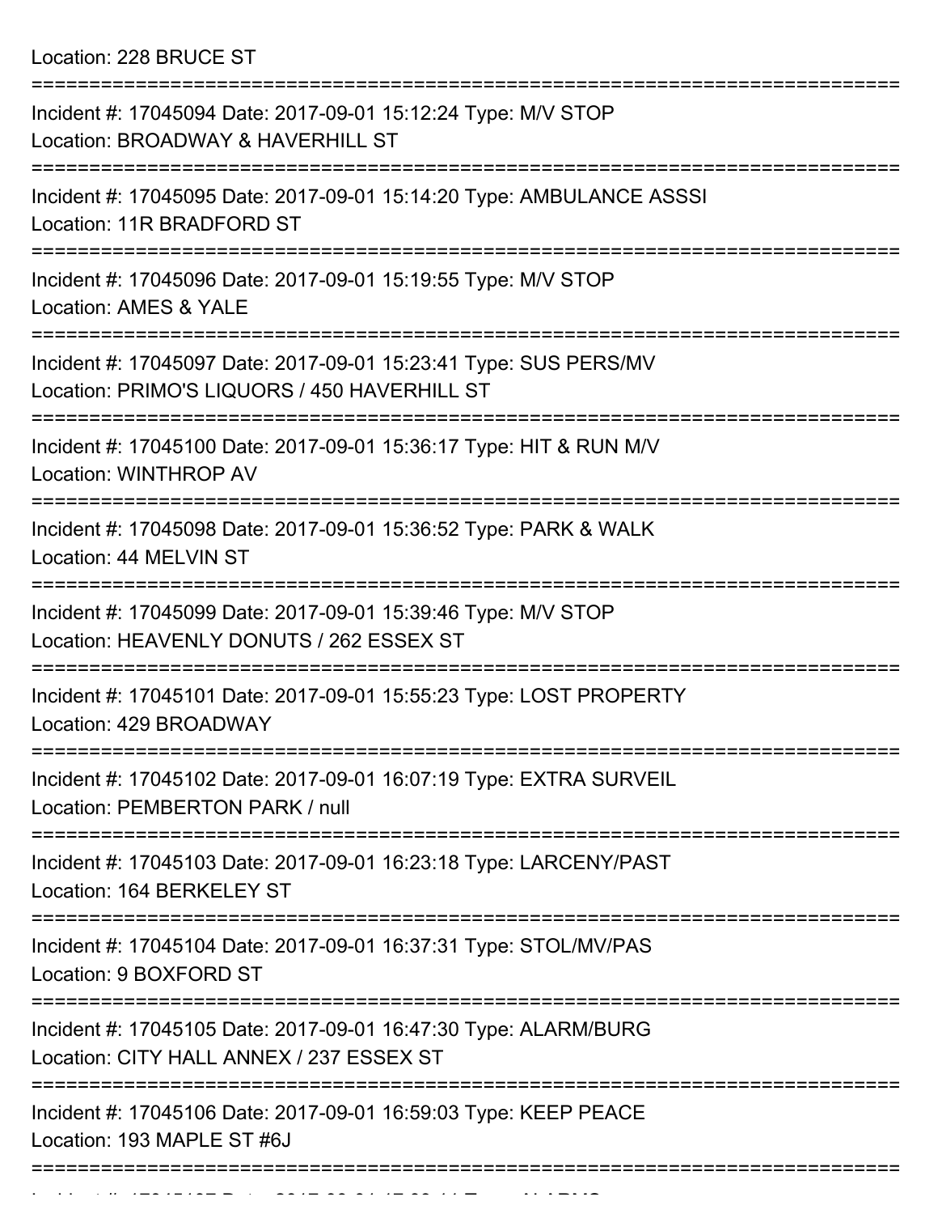Location: 228 BRUCE ST

===========================================================================

Incident #: 17045094 Date: 2017-09-01 15:12:24 Type: M/V STOP
Location: BROADWAY & HAVERHILL ST

===========================================================================

Incident #: 17045095 Date: 2017-09-01 15:14:20 Type: AMBULANCE ASSSI
Location: 11R BRADFORD ST

===========================================================================

Incident #: 17045096 Date: 2017-09-01 15:19:55 Type: M/V STOP
Location: AMES & YALE

===========================================================================

Incident #: 17045097 Date: 2017-09-01 15:23:41 Type: SUS PERS/MV
Location: PRIMO'S LIQUORS / 450 HAVERHILL ST

===========================================================================

Incident #: 17045100 Date: 2017-09-01 15:36:17 Type: HIT & RUN M/V
Location: WINTHROP AV

===========================================================================

Incident #: 17045098 Date: 2017-09-01 15:36:52 Type: PARK & WALK
Location: 44 MELVIN ST

===========================================================================

Incident #: 17045099 Date: 2017-09-01 15:39:46 Type: M/V STOP
Location: HEAVENLY DONUTS / 262 ESSEX ST

===========================================================================

Incident #: 17045101 Date: 2017-09-01 15:55:23 Type: LOST PROPERTY
Location: 429 BROADWAY

===========================================================================

Incident #: 17045102 Date: 2017-09-01 16:07:19 Type: EXTRA SURVEIL
Location: PEMBERTON PARK / null

===========================================================================

Incident #: 17045103 Date: 2017-09-01 16:23:18 Type: LARCENY/PAST
Location: 164 BERKELEY ST

===========================================================================

Incident #: 17045104 Date: 2017-09-01 16:37:31 Type: STOL/MV/PAS
Location: 9 BOXFORD ST

===========================================================================

Incident #: 17045105 Date: 2017-09-01 16:47:30 Type: ALARM/BURG
Location: CITY HALL ANNEX / 237 ESSEX ST

===========================================================================

Incident #: 17045106 Date: 2017-09-01 16:59:03 Type: KEEP PEACE
Location: 193 MAPLE ST #6J

===========================================================================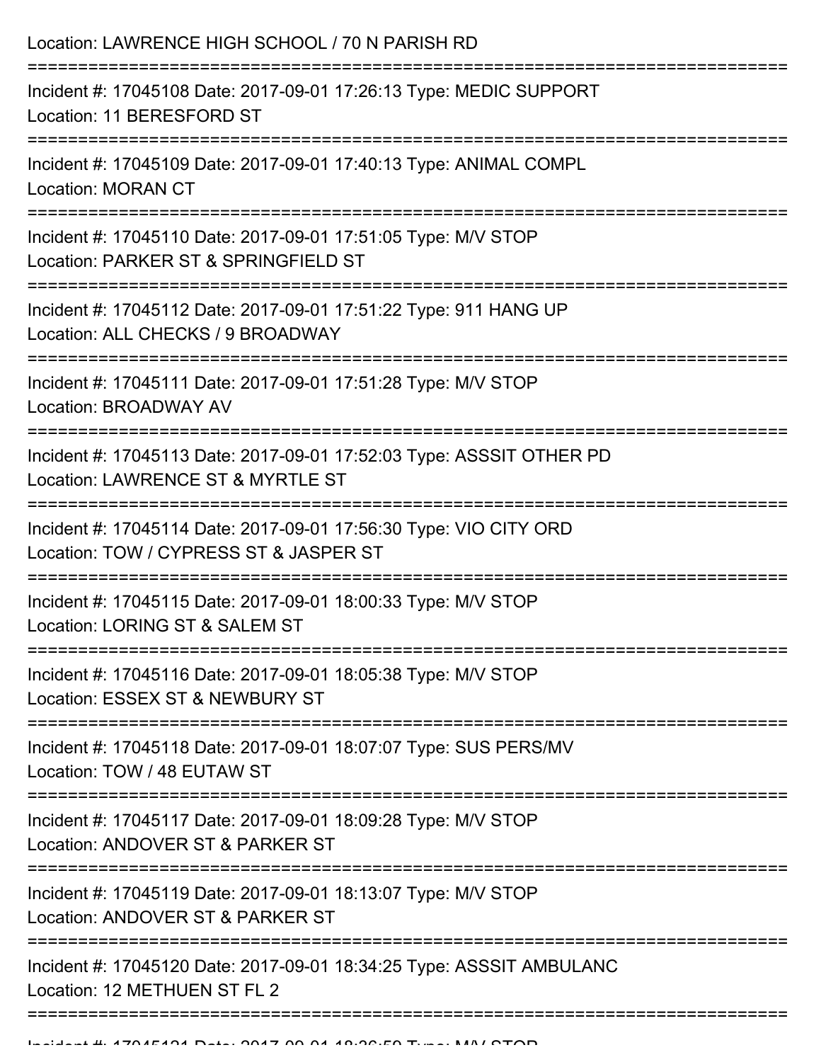Location: LAWRENCE HIGH SCHOOL / 70 N PARISH RD

===========================================================================

Incident #: 17045108 Date: 2017-09-01 17:26:13 Type: MEDIC SUPPORT
Location: 11 BERESFORD ST

===========================================================================

Incident #: 17045109 Date: 2017-09-01 17:40:13 Type: ANIMAL COMPL
Location: MORAN CT

===========================================================================

Incident #: 17045110 Date: 2017-09-01 17:51:05 Type: M/V STOP
Location: PARKER ST & SPRINGFIELD ST

===========================================================================

Incident #: 17045112 Date: 2017-09-01 17:51:22 Type: 911 HANG UP
Location: ALL CHECKS / 9 BROADWAY

===========================================================================

Incident #: 17045111 Date: 2017-09-01 17:51:28 Type: M/V STOP
Location: BROADWAY AV

===========================================================================

Incident #: 17045113 Date: 2017-09-01 17:52:03 Type: ASSSIT OTHER PD
Location: LAWRENCE ST & MYRTLE ST

===========================================================================

Incident #: 17045114 Date: 2017-09-01 17:56:30 Type: VIO CITY ORD
Location: TOW / CYPRESS ST & JASPER ST

===========================================================================

Incident #: 17045115 Date: 2017-09-01 18:00:33 Type: M/V STOP
Location: LORING ST & SALEM ST

===========================================================================

Incident #: 17045116 Date: 2017-09-01 18:05:38 Type: M/V STOP
Location: ESSEX ST & NEWBURY ST

===========================================================================

Incident #: 17045118 Date: 2017-09-01 18:07:07 Type: SUS PERS/MV
Location: TOW / 48 EUTAW ST

===========================================================================

Incident #: 17045117 Date: 2017-09-01 18:09:28 Type: M/V STOP
Location: ANDOVER ST & PARKER ST

===========================================================================

Incident #: 17045119 Date: 2017-09-01 18:13:07 Type: M/V STOP
Location: ANDOVER ST & PARKER ST

===========================================================================

Incident #: 17045120 Date: 2017-09-01 18:34:25 Type: ASSSIT AMBULANC
Location: 12 METHUEN ST FL 2

===========================================================================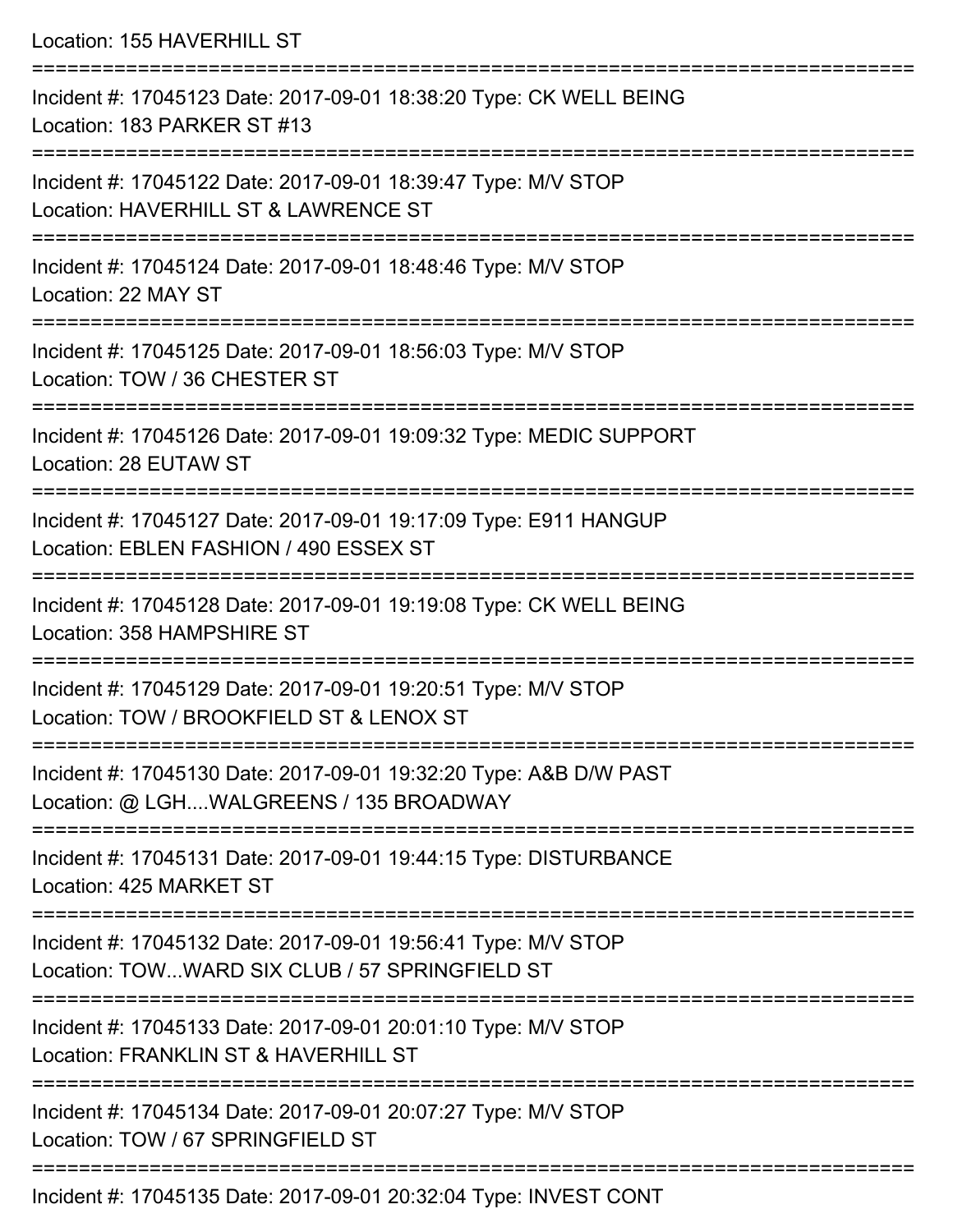Location: 155 HAVERHILL ST

===========================================================================

Incident #: 17045123 Date: 2017-09-01 18:38:20 Type: CK WELL BEING
Location: 183 PARKER ST #13

===========================================================================

Incident #: 17045122 Date: 2017-09-01 18:39:47 Type: M/V STOP
Location: HAVERHILL ST & LAWRENCE ST

===========================================================================

Incident #: 17045124 Date: 2017-09-01 18:48:46 Type: M/V STOP
Location: 22 MAY ST

===========================================================================

Incident #: 17045125 Date: 2017-09-01 18:56:03 Type: M/V STOP
Location: TOW / 36 CHESTER ST

===========================================================================

Incident #: 17045126 Date: 2017-09-01 19:09:32 Type: MEDIC SUPPORT
Location: 28 EUTAW ST

===========================================================================

Incident #: 17045127 Date: 2017-09-01 19:17:09 Type: E911 HANGUP
Location: EBLEN FASHION / 490 ESSEX ST

===========================================================================

Incident #: 17045128 Date: 2017-09-01 19:19:08 Type: CK WELL BEING
Location: 358 HAMPSHIRE ST

===========================================================================

Incident #: 17045129 Date: 2017-09-01 19:20:51 Type: M/V STOP
Location: TOW / BROOKFIELD ST & LENOX ST

===========================================================================

Incident #: 17045130 Date: 2017-09-01 19:32:20 Type: A&B D/W PAST
Location: @ LGH....WALGREENS / 135 BROADWAY

===========================================================================

Incident #: 17045131 Date: 2017-09-01 19:44:15 Type: DISTURBANCE
Location: 425 MARKET ST

===========================================================================

Incident #: 17045132 Date: 2017-09-01 19:56:41 Type: M/V STOP
Location: TOW...WARD SIX CLUB / 57 SPRINGFIELD ST

===========================================================================

Incident #: 17045133 Date: 2017-09-01 20:01:10 Type: M/V STOP
Location: FRANKLIN ST & HAVERHILL ST

===========================================================================

Incident #: 17045134 Date: 2017-09-01 20:07:27 Type: M/V STOP
Location: TOW / 67 SPRINGFIELD ST

===========================================================================

Incident #: 17045135 Date: 2017-09-01 20:32:04 Type: INVEST CONT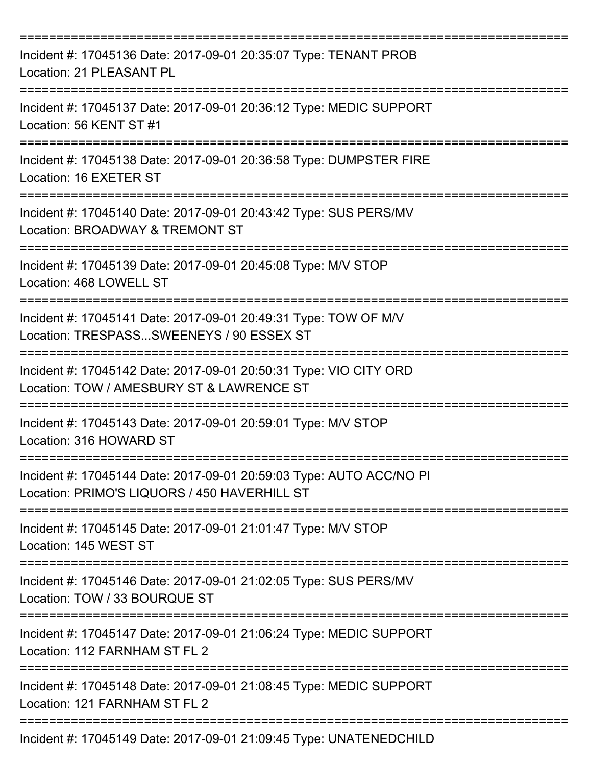===========================================================================

Incident #: 17045136 Date: 2017-09-01 20:35:07 Type: TENANT PROB
Location: 21 PLEASANT PL

===========================================================================

Incident #: 17045137 Date: 2017-09-01 20:36:12 Type: MEDIC SUPPORT
Location: 56 KENT ST #1

===========================================================================

Incident #: 17045138 Date: 2017-09-01 20:36:58 Type: DUMPSTER FIRE
Location: 16 EXETER ST

===========================================================================

Incident #: 17045140 Date: 2017-09-01 20:43:42 Type: SUS PERS/MV
Location: BROADWAY & TREMONT ST

===========================================================================

Incident #: 17045139 Date: 2017-09-01 20:45:08 Type: M/V STOP
Location: 468 LOWELL ST

===========================================================================

Incident #: 17045141 Date: 2017-09-01 20:49:31 Type: TOW OF M/V
Location: TRESPASS...SWEENEYS / 90 ESSEX ST

===========================================================================

Incident #: 17045142 Date: 2017-09-01 20:50:31 Type: VIO CITY ORD
Location: TOW / AMESBURY ST & LAWRENCE ST

===========================================================================

Incident #: 17045143 Date: 2017-09-01 20:59:01 Type: M/V STOP
Location: 316 HOWARD ST

===========================================================================

Incident #: 17045144 Date: 2017-09-01 20:59:03 Type: AUTO ACC/NO PI
Location: PRIMO'S LIQUORS / 450 HAVERHILL ST

===========================================================================

Incident #: 17045145 Date: 2017-09-01 21:01:47 Type: M/V STOP
Location: 145 WEST ST

===========================================================================

Incident #: 17045146 Date: 2017-09-01 21:02:05 Type: SUS PERS/MV
Location: TOW / 33 BOURQUE ST

===========================================================================

Incident #: 17045147 Date: 2017-09-01 21:06:24 Type: MEDIC SUPPORT
Location: 112 FARNHAM ST FL 2

===========================================================================

Incident #: 17045148 Date: 2017-09-01 21:08:45 Type: MEDIC SUPPORT
Location: 121 FARNHAM ST FL 2

===========================================================================

Incident #: 17045149 Date: 2017-09-01 21:09:45 Type: UNATENEDCHILD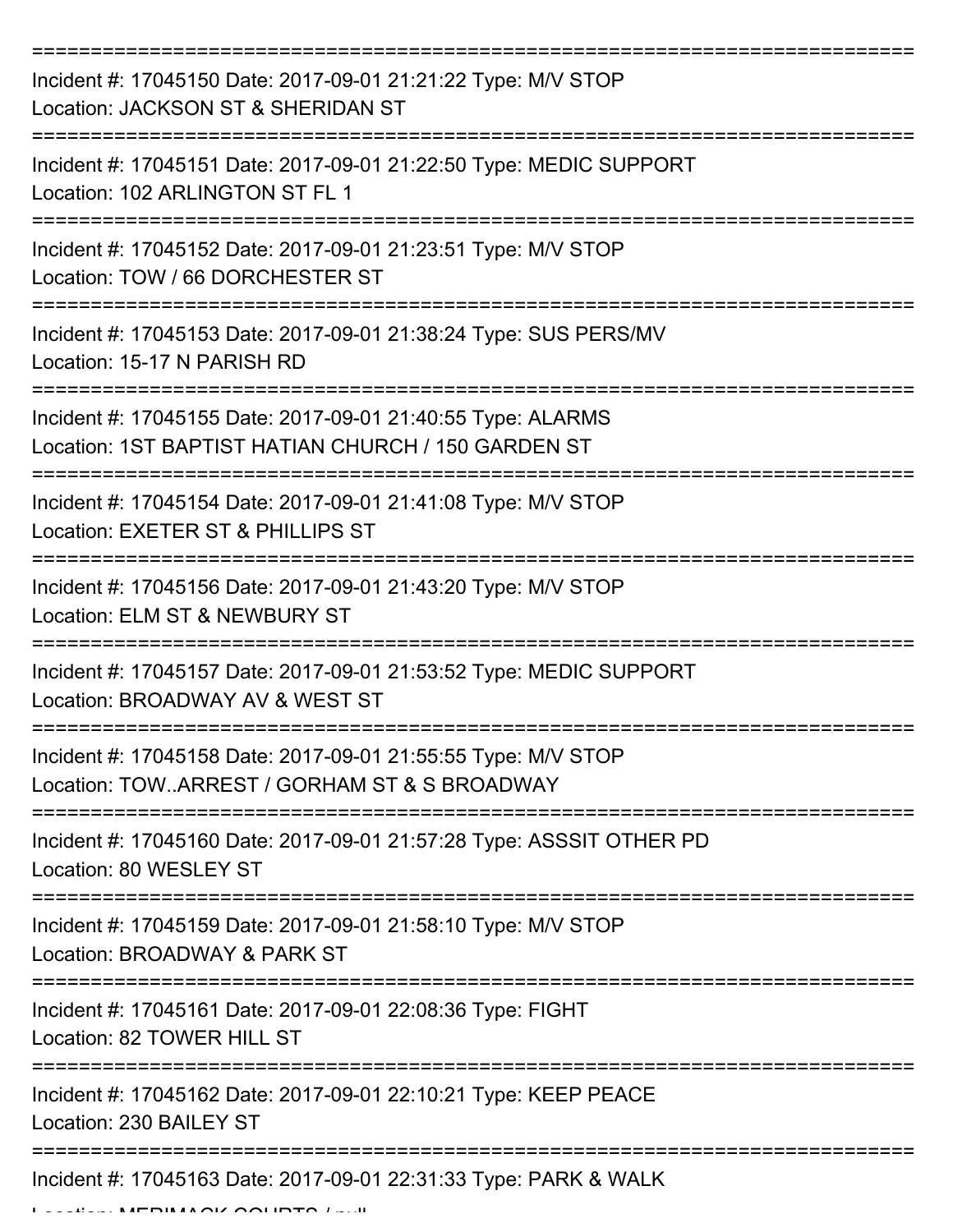===========================================================================
Incident #: 17045150 Date: 2017-09-01 21:21:22 Type: M/V STOP
Location: JACKSON ST & SHERIDAN ST
===========================================================================
Incident #: 17045151 Date: 2017-09-01 21:22:50 Type: MEDIC SUPPORT
Location: 102 ARLINGTON ST FL 1
===========================================================================
Incident #: 17045152 Date: 2017-09-01 21:23:51 Type: M/V STOP
Location: TOW / 66 DORCHESTER ST
===========================================================================
Incident #: 17045153 Date: 2017-09-01 21:38:24 Type: SUS PERS/MV
Location: 15-17 N PARISH RD
===========================================================================
Incident #: 17045155 Date: 2017-09-01 21:40:55 Type: ALARMS
Location: 1ST BAPTIST HATIAN CHURCH / 150 GARDEN ST
===========================================================================
Incident #: 17045154 Date: 2017-09-01 21:41:08 Type: M/V STOP
Location: EXETER ST & PHILLIPS ST
===========================================================================
Incident #: 17045156 Date: 2017-09-01 21:43:20 Type: M/V STOP
Location: ELM ST & NEWBURY ST
===========================================================================
Incident #: 17045157 Date: 2017-09-01 21:53:52 Type: MEDIC SUPPORT
Location: BROADWAY AV & WEST ST
===========================================================================
Incident #: 17045158 Date: 2017-09-01 21:55:55 Type: M/V STOP
Location: TOW..ARREST / GORHAM ST & S BROADWAY
===========================================================================
Incident #: 17045160 Date: 2017-09-01 21:57:28 Type: ASSSIT OTHER PD
Location: 80 WESLEY ST
===========================================================================
Incident #: 17045159 Date: 2017-09-01 21:58:10 Type: M/V STOP
Location: BROADWAY & PARK ST
===========================================================================
Incident #: 17045161 Date: 2017-09-01 22:08:36 Type: FIGHT
Location: 82 TOWER HILL ST
===========================================================================
Incident #: 17045162 Date: 2017-09-01 22:10:21 Type: KEEP PEACE
Location: 230 BAILEY ST
===========================================================================
Incident #: 17045163 Date: 2017-09-01 22:31:33 Type: PARK & WALK
Location: MERIMACK COURTS / null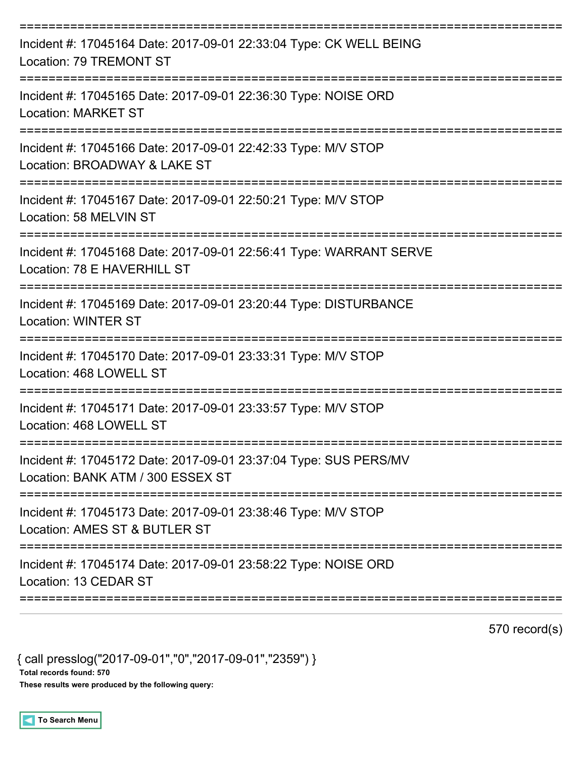Incident #: 17045164 Date: 2017-09-01 22:33:04 Type: CK WELL BEING
Location: 79 TREMONT ST

Incident #: 17045165 Date: 2017-09-01 22:36:30 Type: NOISE ORD
Location: MARKET ST

Incident #: 17045166 Date: 2017-09-01 22:42:33 Type: M/V STOP
Location: BROADWAY & LAKE ST

Incident #: 17045167 Date: 2017-09-01 22:50:21 Type: M/V STOP
Location: 58 MELVIN ST

Incident #: 17045168 Date: 2017-09-01 22:56:41 Type: WARRANT SERVE
Location: 78 E HAVERHILL ST

Incident #: 17045169 Date: 2017-09-01 23:20:44 Type: DISTURBANCE
Location: WINTER ST

Incident #: 17045170 Date: 2017-09-01 23:33:31 Type: M/V STOP
Location: 468 LOWELL ST

Incident #: 17045171 Date: 2017-09-01 23:33:57 Type: M/V STOP
Location: 468 LOWELL ST

Incident #: 17045172 Date: 2017-09-01 23:37:04 Type: SUS PERS/MV
Location: BANK ATM / 300 ESSEX ST

Incident #: 17045173 Date: 2017-09-01 23:38:46 Type: M/V STOP
Location: AMES ST & BUTLER ST

Incident #: 17045174 Date: 2017-09-01 23:58:22 Type: NOISE ORD
Location: 13 CEDAR ST

570 record(s)

{ call presslog("2017-09-01","0","2017-09-01","2359") }

**Total records found: 570**

**These results were produced by the following query:**

To Search Menu